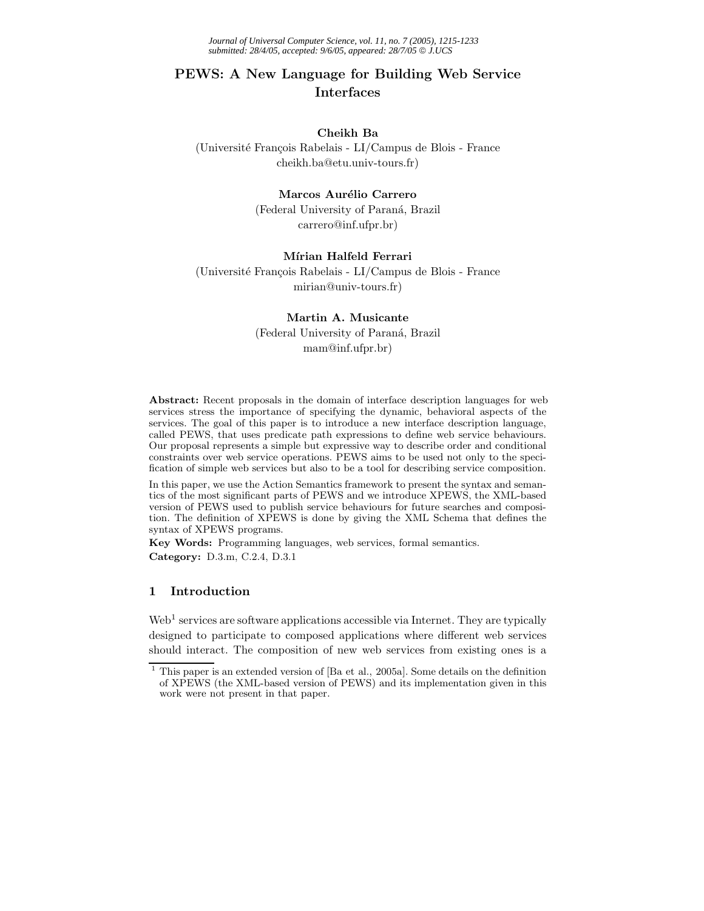# PEWS: A New Language for Building Web Service Interfaces

**Cheikh Ba**
(Université François Rabelais - LI/Campus de Blois - France
cheikh.ba@etu.univ-tours.fr)

**Marcos Aurélio Carrero**
(Federal University of Paraná, Brazil
carrero@inf.ufpr.br)

**Mírian Halfeld Ferrari**
(Université François Rabelais - LI/Campus de Blois - France
mirian@univ-tours.fr)

**Martin A. Musicante**
(Federal University of Paraná, Brazil
mam@inf.ufpr.br)

**Abstract:** Recent proposals in the domain of interface description languages for web services stress the importance of specifying the dynamic, behavioral aspects of the services. The goal of this paper is to introduce a new interface description language, called PEWS, that uses predicate path expressions to define web service behaviours. Our proposal represents a simple but expressive way to describe order and conditional constraints over web service operations. PEWS aims to be used not only to the specification of simple web services but also to be a tool for describing service composition.

In this paper, we use the Action Semantics framework to present the syntax and semantics of the most significant parts of PEWS and we introduce XPEWS, the XML-based version of PEWS used to publish service behaviours for future searches and composition. The definition of XPEWS is done by giving the XML Schema that defines the syntax of XPEWS programs.

**Key Words:** Programming languages, web services, formal semantics.
**Category:** D.3.m, C.2.4, D.3.1

## 1 Introduction

Web[1] services are software applications accessible via Internet. They are typically designed to participate to composed applications where different web services should interact. The composition of new web services from existing ones is a

[1] This paper is an extended version of [Ba et al., 2005a]. Some details on the definition of XPEWS (the XML-based version of PEWS) and its implementation given in this work were not present in that paper.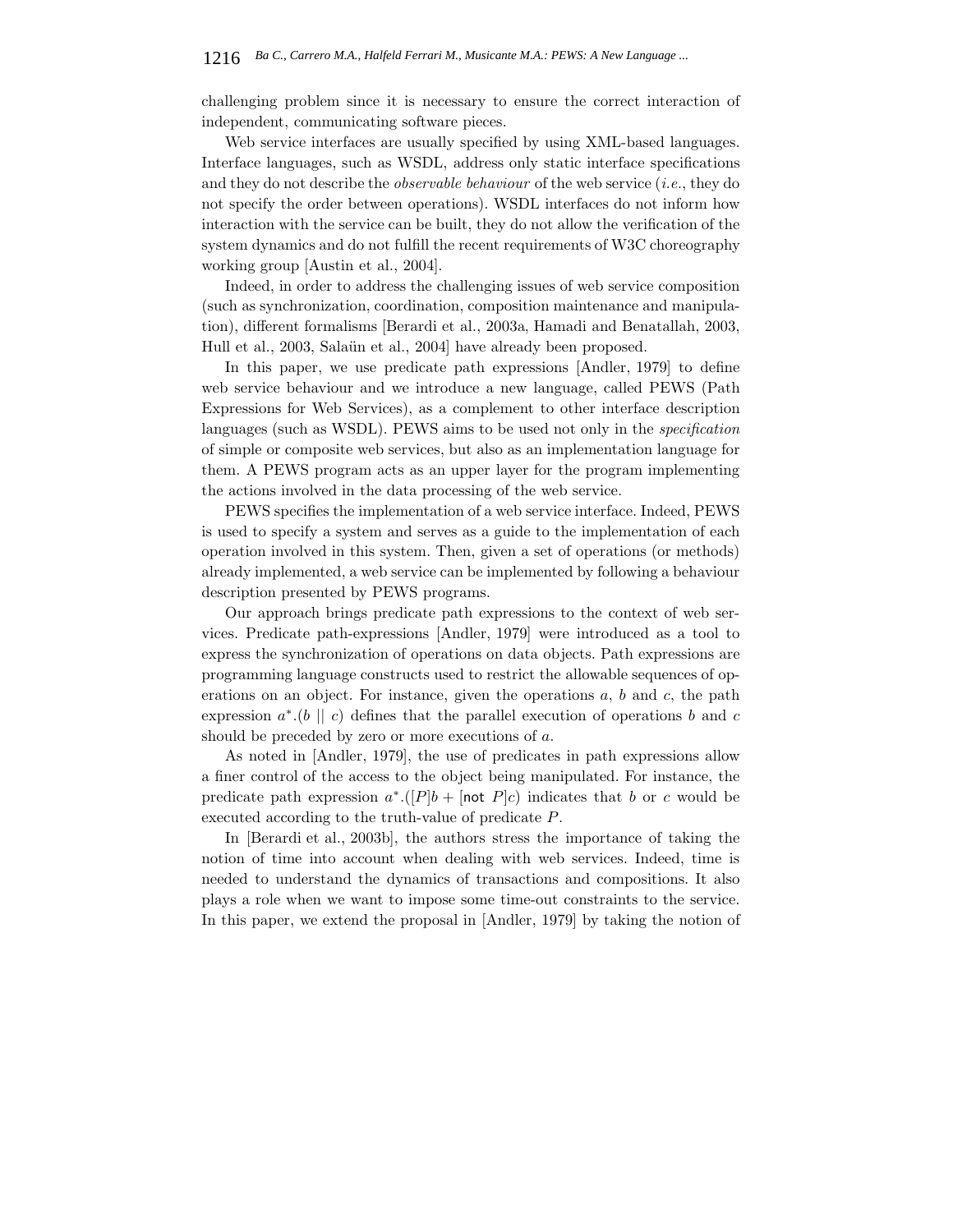challenging problem since it is necessary to ensure the correct interaction of independent, communicating software pieces.

Web service interfaces are usually specified by using XML-based languages. Interface languages, such as WSDL, address only static interface specifications and they do not describe the *observable behaviour* of the web service (*i.e.*, they do not specify the order between operations). WSDL interfaces do not inform how interaction with the service can be built, they do not allow the verification of the system dynamics and do not fulfill the recent requirements of W3C choreography working group [Austin et al., 2004].

Indeed, in order to address the challenging issues of web service composition (such as synchronization, coordination, composition maintenance and manipulation), different formalisms [Berardi et al., 2003a, Hamadi and Benatallah, 2003, Hull et al., 2003, Salaün et al., 2004] have already been proposed.

In this paper, we use predicate path expressions [Andler, 1979] to define web service behaviour and we introduce a new language, called PEWS (Path Expressions for Web Services), as a complement to other interface description languages (such as WSDL). PEWS aims to be used not only in the *specification* of simple or composite web services, but also as an implementation language for them. A PEWS program acts as an upper layer for the program implementing the actions involved in the data processing of the web service.

PEWS specifies the implementation of a web service interface. Indeed, PEWS is used to specify a system and serves as a guide to the implementation of each operation involved in this system. Then, given a set of operations (or methods) already implemented, a web service can be implemented by following a behaviour description presented by PEWS programs.

Our approach brings predicate path expressions to the context of web services. Predicate path-expressions [Andler, 1979] were introduced as a tool to express the synchronization of operations on data objects. Path expressions are programming language constructs used to restrict the allowable sequences of operations on an object. For instance, given the operations $a$, $b$ and $c$, the path expression $a^*.(b \parallel c)$ defines that the parallel execution of operations $b$ and $c$ should be preceded by zero or more executions of $a$.

As noted in [Andler, 1979], the use of predicates in path expressions allow a finer control of the access to the object being manipulated. For instance, the predicate path expression $a^*.([P]b + [\mathsf{not}\ P]c)$ indicates that $b$ or $c$ would be executed according to the truth-value of predicate $P$.

In [Berardi et al., 2003b], the authors stress the importance of taking the notion of time into account when dealing with web services. Indeed, time is needed to understand the dynamics of transactions and compositions. It also plays a role when we want to impose some time-out constraints to the service. In this paper, we extend the proposal in [Andler, 1979] by taking the notion of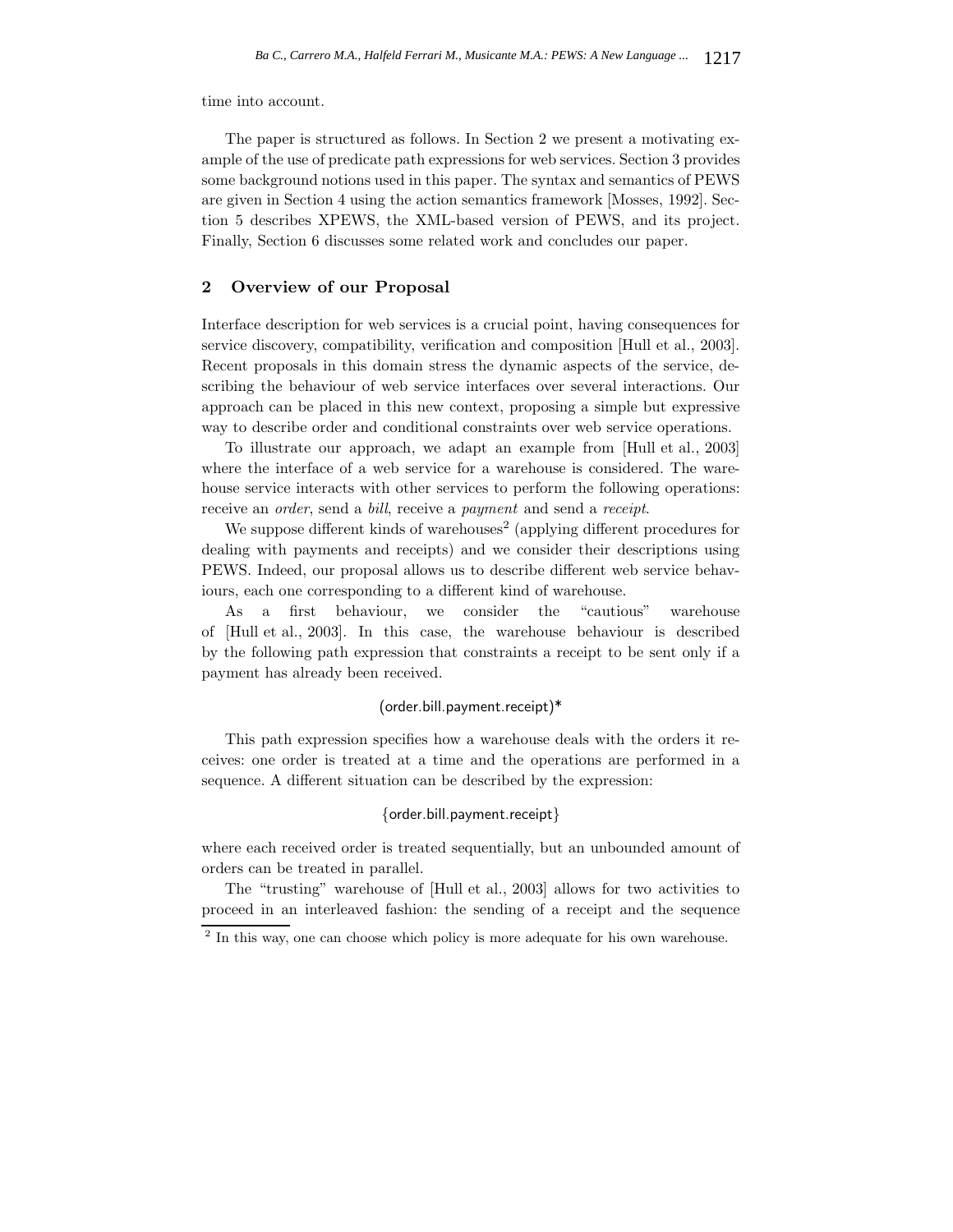time into account.

The paper is structured as follows. In Section 2 we present a motivating example of the use of predicate path expressions for web services. Section 3 provides some background notions used in this paper. The syntax and semantics of PEWS are given in Section 4 using the action semantics framework [Mosses, 1992]. Section 5 describes XPEWS, the XML-based version of PEWS, and its project. Finally, Section 6 discusses some related work and concludes our paper.

## 2 Overview of our Proposal

Interface description for web services is a crucial point, having consequences for service discovery, compatibility, verification and composition [Hull et al., 2003]. Recent proposals in this domain stress the dynamic aspects of the service, describing the behaviour of web service interfaces over several interactions. Our approach can be placed in this new context, proposing a simple but expressive way to describe order and conditional constraints over web service operations.

To illustrate our approach, we adapt an example from [Hull et al., 2003] where the interface of a web service for a warehouse is considered. The warehouse service interacts with other services to perform the following operations: receive an *order*, send a *bill*, receive a *payment* and send a *receipt*.

We suppose different kinds of warehouses[2] (applying different procedures for dealing with payments and receipts) and we consider their descriptions using PEWS. Indeed, our proposal allows us to describe different web service behaviours, each one corresponding to a different kind of warehouse.

As a first behaviour, we consider the "cautious" warehouse of [Hull et al., 2003]. In this case, the warehouse behaviour is described by the following path expression that constraints a receipt to be sent only if a payment has already been received.

(order.bill.payment.receipt)*

This path expression specifies how a warehouse deals with the orders it receives: one order is treated at a time and the operations are performed in a sequence. A different situation can be described by the expression:

{order.bill.payment.receipt}

where each received order is treated sequentially, but an unbounded amount of orders can be treated in parallel.

The "trusting" warehouse of [Hull et al., 2003] allows for two activities to proceed in an interleaved fashion: the sending of a receipt and the sequence

[2] In this way, one can choose which policy is more adequate for his own warehouse.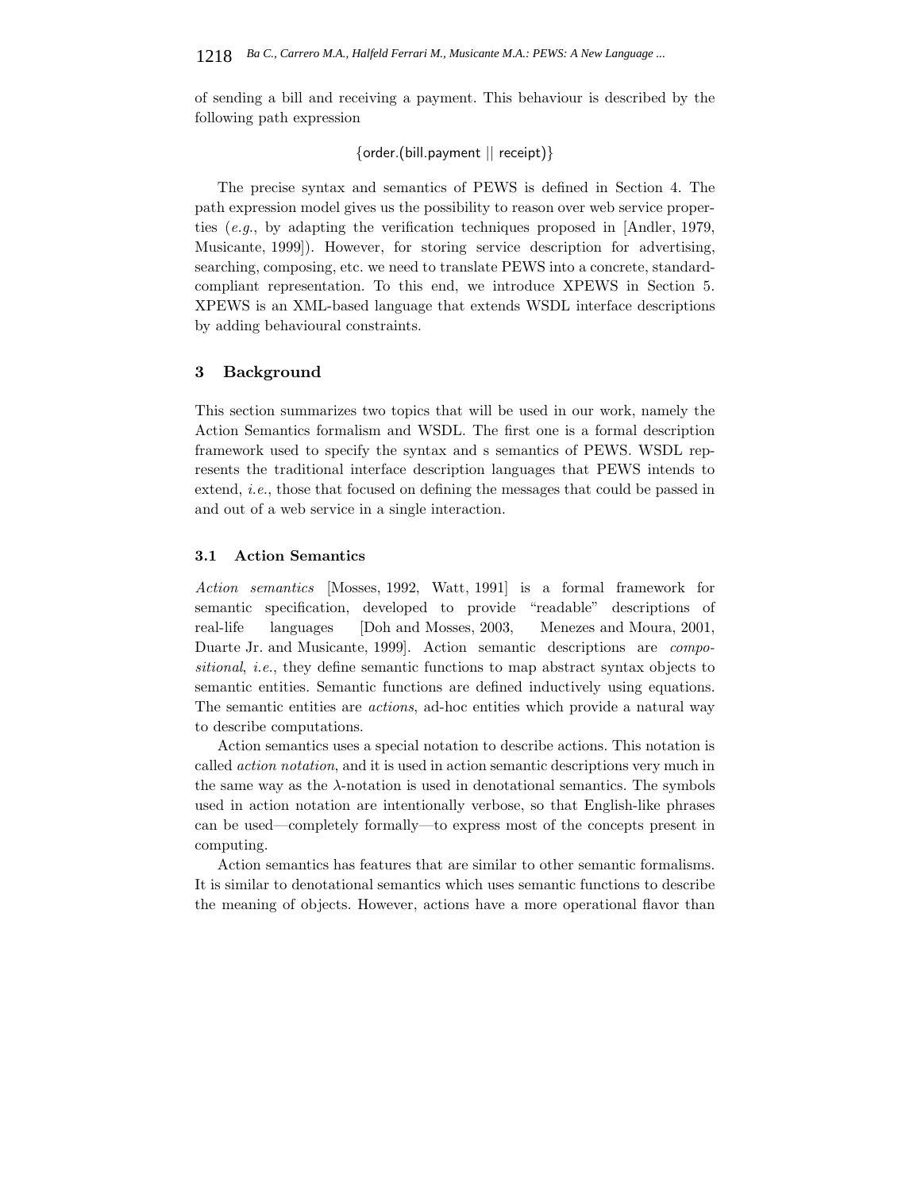of sending a bill and receiving a payment. This behaviour is described by the following path expression

$$\{\mathsf{order}.(\mathsf{bill}.\mathsf{payment} \mid\mid \mathsf{receipt})\}$$

The precise syntax and semantics of PEWS is defined in Section 4. The path expression model gives us the possibility to reason over web service properties (*e.g.*, by adapting the verification techniques proposed in [Andler, 1979, Musicante, 1999]). However, for storing service description for advertising, searching, composing, etc. we need to translate PEWS into a concrete, standard-compliant representation. To this end, we introduce XPEWS in Section 5. XPEWS is an XML-based language that extends WSDL interface descriptions by adding behavioural constraints.

## 3 Background

This section summarizes two topics that will be used in our work, namely the Action Semantics formalism and WSDL. The first one is a formal description framework used to specify the syntax and s semantics of PEWS. WSDL represents the traditional interface description languages that PEWS intends to extend, *i.e.*, those that focused on defining the messages that could be passed in and out of a web service in a single interaction.

### 3.1 Action Semantics

*Action semantics* [Mosses, 1992, Watt, 1991] is a formal framework for semantic specification, developed to provide "readable" descriptions of real-life languages [Doh and Mosses, 2003, Menezes and Moura, 2001, Duarte Jr. and Musicante, 1999]. Action semantic descriptions are *compositional*, *i.e.*, they define semantic functions to map abstract syntax objects to semantic entities. Semantic functions are defined inductively using equations. The semantic entities are *actions*, ad-hoc entities which provide a natural way to describe computations.

Action semantics uses a special notation to describe actions. This notation is called *action notation*, and it is used in action semantic descriptions very much in the same way as the $\lambda$-notation is used in denotational semantics. The symbols used in action notation are intentionally verbose, so that English-like phrases can be used—completely formally—to express most of the concepts present in computing.

Action semantics has features that are similar to other semantic formalisms. It is similar to denotational semantics which uses semantic functions to describe the meaning of objects. However, actions have a more operational flavor than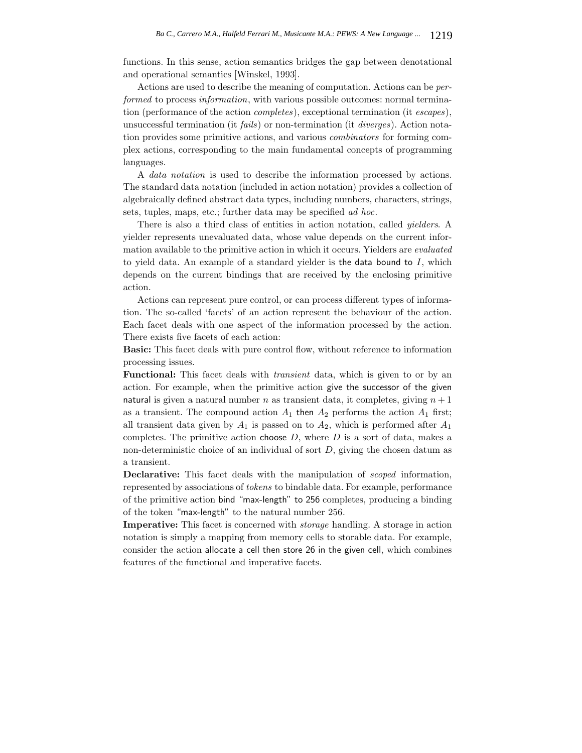functions. In this sense, action semantics bridges the gap between denotational and operational semantics [Winskel, 1993].

Actions are used to describe the meaning of computation. Actions can be *performed* to process *information*, with various possible outcomes: normal termination (performance of the action *completes*), exceptional termination (it *escapes*), unsuccessful termination (it *fails*) or non-termination (it *diverges*). Action notation provides some primitive actions, and various *combinators* for forming complex actions, corresponding to the main fundamental concepts of programming languages.

A *data notation* is used to describe the information processed by actions. The standard data notation (included in action notation) provides a collection of algebraically defined abstract data types, including numbers, characters, strings, sets, tuples, maps, etc.; further data may be specified *ad hoc*.

There is also a third class of entities in action notation, called *yielders*. A yielder represents unevaluated data, whose value depends on the current information available to the primitive action in which it occurs. Yielders are *evaluated* to yield data. An example of a standard yielder is the data bound to $I$, which depends on the current bindings that are received by the enclosing primitive action.

Actions can represent pure control, or can process different types of information. The so-called 'facets' of an action represent the behaviour of the action. Each facet deals with one aspect of the information processed by the action. There exists five facets of each action:

**Basic:** This facet deals with pure control flow, without reference to information processing issues.

**Functional:** This facet deals with *transient* data, which is given to or by an action. For example, when the primitive action give the successor of the given natural is given a natural number $n$ as transient data, it completes, giving $n+1$ as a transient. The compound action $A_1$ then $A_2$ performs the action $A_1$ first; all transient data given by $A_1$ is passed on to $A_2$, which is performed after $A_1$ completes. The primitive action choose $D$, where $D$ is a sort of data, makes a non-deterministic choice of an individual of sort $D$, giving the chosen datum as a transient.

**Declarative:** This facet deals with the manipulation of *scoped* information, represented by associations of *tokens* to bindable data. For example, performance of the primitive action bind "max-length" to 256 completes, producing a binding of the token "max-length" to the natural number 256.

**Imperative:** This facet is concerned with *storage* handling. A storage in action notation is simply a mapping from memory cells to storable data. For example, consider the action allocate a cell then store 26 in the given cell, which combines features of the functional and imperative facets.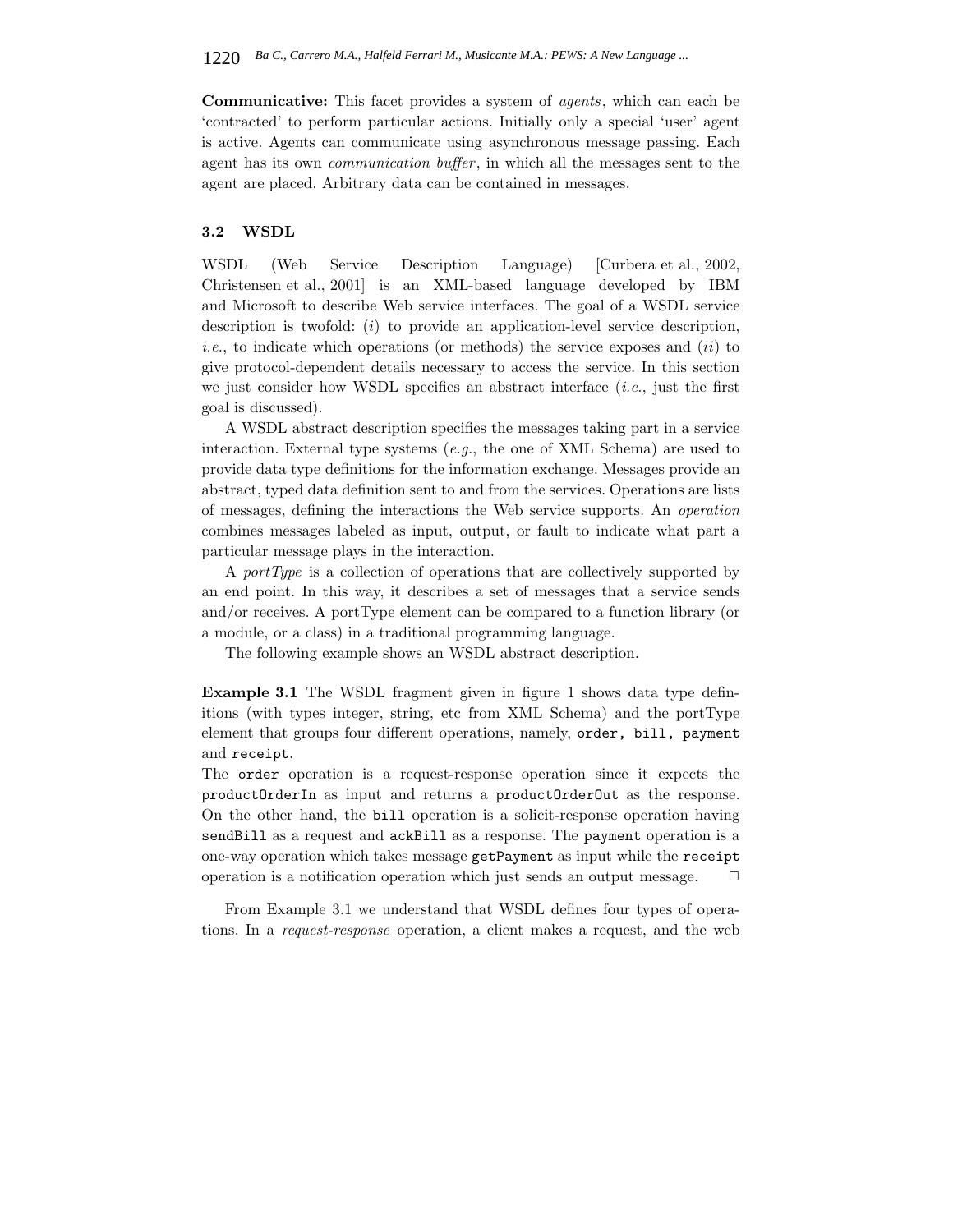**Communicative:** This facet provides a system of *agents*, which can each be 'contracted' to perform particular actions. Initially only a special 'user' agent is active. Agents can communicate using asynchronous message passing. Each agent has its own *communication buffer*, in which all the messages sent to the agent are placed. Arbitrary data can be contained in messages.

### 3.2 WSDL

WSDL (Web Service Description Language) [Curbera et al., 2002, Christensen et al., 2001] is an XML-based language developed by IBM and Microsoft to describe Web service interfaces. The goal of a WSDL service description is twofold: (*i*) to provide an application-level service description, *i.e.*, to indicate which operations (or methods) the service exposes and (*ii*) to give protocol-dependent details necessary to access the service. In this section we just consider how WSDL specifies an abstract interface (*i.e.*, just the first goal is discussed).

A WSDL abstract description specifies the messages taking part in a service interaction. External type systems (*e.g.*, the one of XML Schema) are used to provide data type definitions for the information exchange. Messages provide an abstract, typed data definition sent to and from the services. Operations are lists of messages, defining the interactions the Web service supports. An *operation* combines messages labeled as input, output, or fault to indicate what part a particular message plays in the interaction.

A *portType* is a collection of operations that are collectively supported by an end point. In this way, it describes a set of messages that a service sends and/or receives. A portType element can be compared to a function library (or a module, or a class) in a traditional programming language.

The following example shows an WSDL abstract description.

**Example 3.1** The WSDL fragment given in figure 1 shows data type definitions (with types integer, string, etc from XML Schema) and the portType element that groups four different operations, namely, `order, bill, payment` and `receipt`.
The `order` operation is a request-response operation since it expects the `productOrderIn` as input and returns a `productOrderOut` as the response. On the other hand, the `bill` operation is a solicit-response operation having `sendBill` as a request and `ackBill` as a response. The `payment` operation is a one-way operation which takes message `getPayment` as input while the `receipt` operation is a notification operation which just sends an output message. □

From Example 3.1 we understand that WSDL defines four types of operations. In a *request-response* operation, a client makes a request, and the web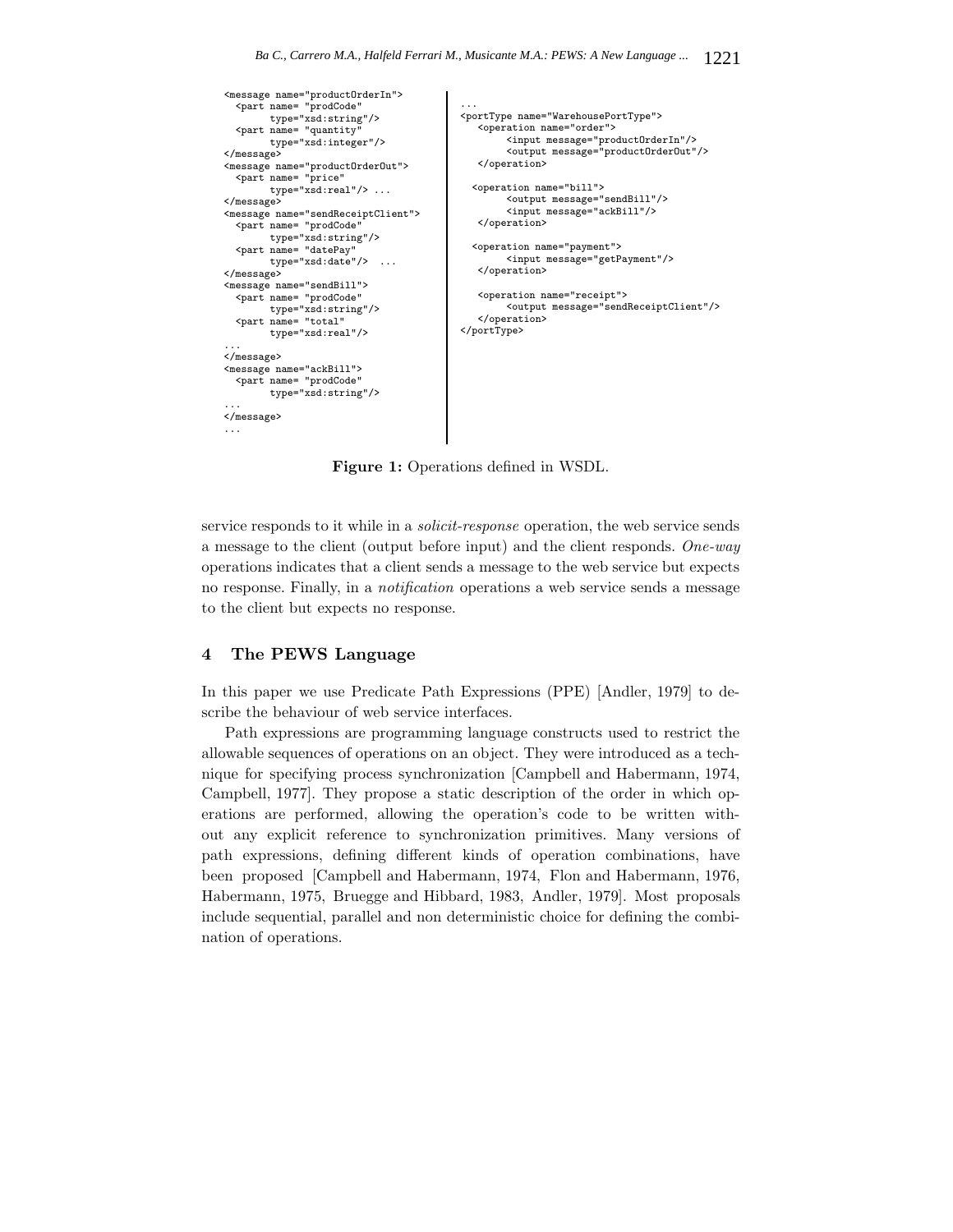```
<message name="productOrderIn">
  <part name= "prodCode"
        type="xsd:string"/>
  <part name= "quantity"
        type="xsd:integer"/>
</message>
<message name="productOrderOut">
  <part name= "price"
        type="xsd:real"/> ...
</message>
<message name="sendReceiptClient">
  <part name= "prodCode"
        type="xsd:string"/>
  <part name= "datePay"
        type="xsd:date"/>  ...
</message>
<message name="sendBill">
  <part name= "prodCode"
        type="xsd:string"/>
  <part name= "total"
        type="xsd:real"/>
...
</message>
<message name="ackBill">
  <part name= "prodCode"
        type="xsd:string"/>
...
</message>
...
```

```
...
<portType name="WarehousePortType">
   <operation name="order">
        <input message="productOrderIn"/>
        <output message="productOrderOut"/>
   </operation>

  <operation name="bill">
        <output message="sendBill"/>
        <input message="ackBill"/>
   </operation>

  <operation name="payment">
        <input message="getPayment"/>
   </operation>

   <operation name="receipt">
        <output message="sendReceiptClient"/>
   </operation>
</portType>
```

**Figure 1:** Operations defined in WSDL.

service responds to it while in a *solicit-response* operation, the web service sends a message to the client (output before input) and the client responds. *One-way* operations indicates that a client sends a message to the web service but expects no response. Finally, in a *notification* operations a web service sends a message to the client but expects no response.

## 4 The PEWS Language

In this paper we use Predicate Path Expressions (PPE) [Andler, 1979] to describe the behaviour of web service interfaces.

Path expressions are programming language constructs used to restrict the allowable sequences of operations on an object. They were introduced as a technique for specifying process synchronization [Campbell and Habermann, 1974, Campbell, 1977]. They propose a static description of the order in which operations are performed, allowing the operation's code to be written without any explicit reference to synchronization primitives. Many versions of path expressions, defining different kinds of operation combinations, have been proposed [Campbell and Habermann, 1974, Flon and Habermann, 1976, Habermann, 1975, Bruegge and Hibbard, 1983, Andler, 1979]. Most proposals include sequential, parallel and non deterministic choice for defining the combination of operations.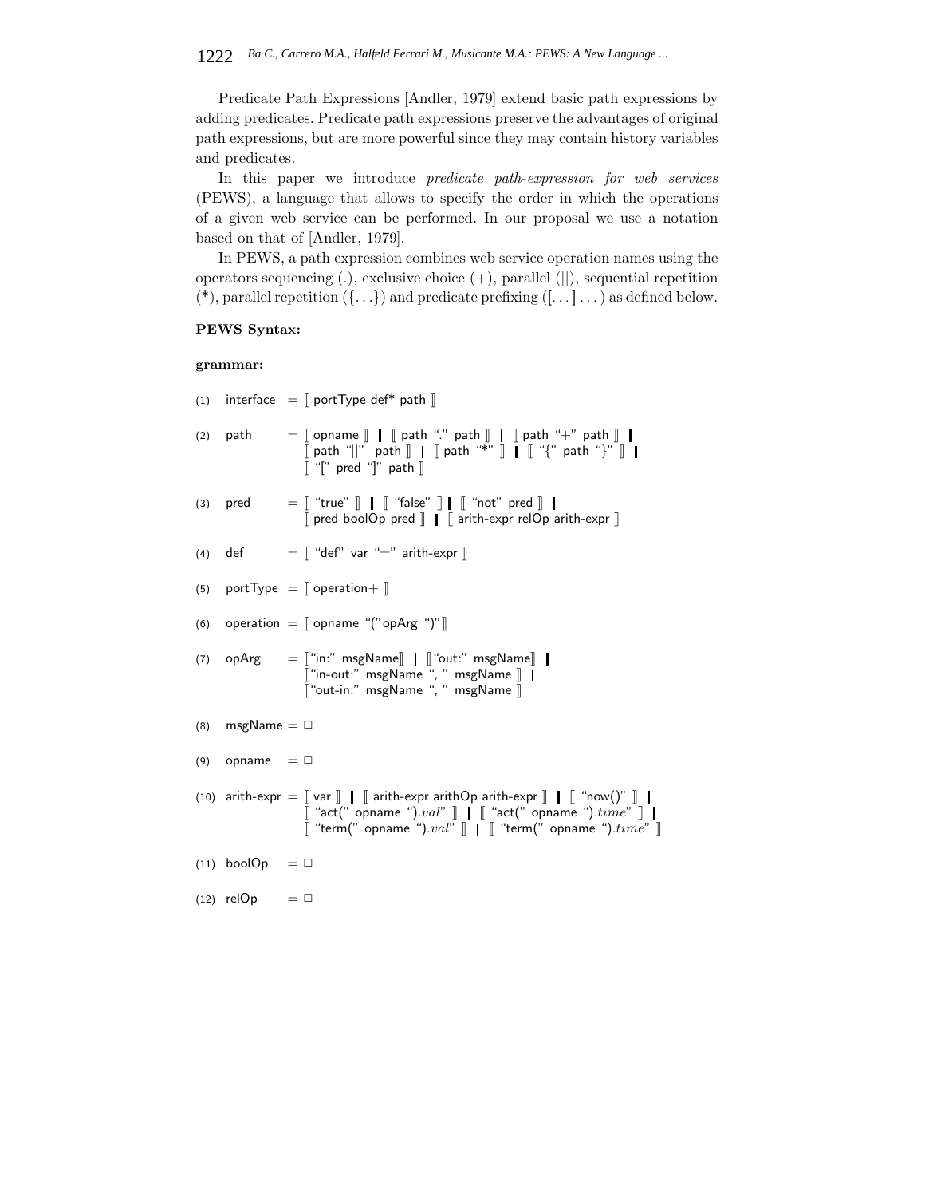Predicate Path Expressions [Andler, 1979] extend basic path expressions by adding predicates. Predicate path expressions preserve the advantages of original path expressions, but are more powerful since they may contain history variables and predicates.

In this paper we introduce *predicate path-expression for web services* (PEWS), a language that allows to specify the order in which the operations of a given web service can be performed. In our proposal we use a notation based on that of [Andler, 1979].

In PEWS, a path expression combines web service operation names using the operators sequencing (.), exclusive choice (+), parallel (||), sequential repetition (*), parallel repetition ({...}) and predicate prefixing ([...] ...) as defined below.

**PEWS Syntax:**

**grammar:**

```
(1)  interface  = ⟦ portType def* path ⟧

(2)  path       = ⟦ opname ⟧ | ⟦ path "." path ⟧ | ⟦ path "+" path ⟧ |
                  ⟦ path "||" path ⟧ | ⟦ path "*" ⟧ | ⟦ "{" path "}" ⟧ |
                  ⟦ "[" pred "]" path ⟧

(3)  pred       = ⟦ "true" ⟧ | ⟦ "false" ⟧ | ⟦ "not" pred ⟧ |
                  ⟦ pred boolOp pred ⟧ | ⟦ arith-expr relOp arith-expr ⟧

(4)  def        = ⟦ "def" var "=" arith-expr ⟧

(5)  portType   = ⟦ operation+ ⟧

(6)  operation  = ⟦ opname "(" opArg ")" ⟧

(7)  opArg      = ⟦ "in:" msgName ⟧ | ⟦ "out:" msgName ⟧ |
                  ⟦ "in-out:" msgName ", " msgName ⟧ |
                  ⟦ "out-in:" msgName ", " msgName ⟧

(8)  msgName    = □

(9)  opname     = □

(10) arith-expr = ⟦ var ⟧ | ⟦ arith-expr arithOp arith-expr ⟧ | ⟦ "now()" ⟧ |
                  ⟦ "act(" opname ").val" ⟧ | ⟦ "act(" opname ").time" ⟧ |
                  ⟦ "term(" opname ").val" ⟧ | ⟦ "term(" opname ").time" ⟧

(11) boolOp     = □

(12) relOp      = □
```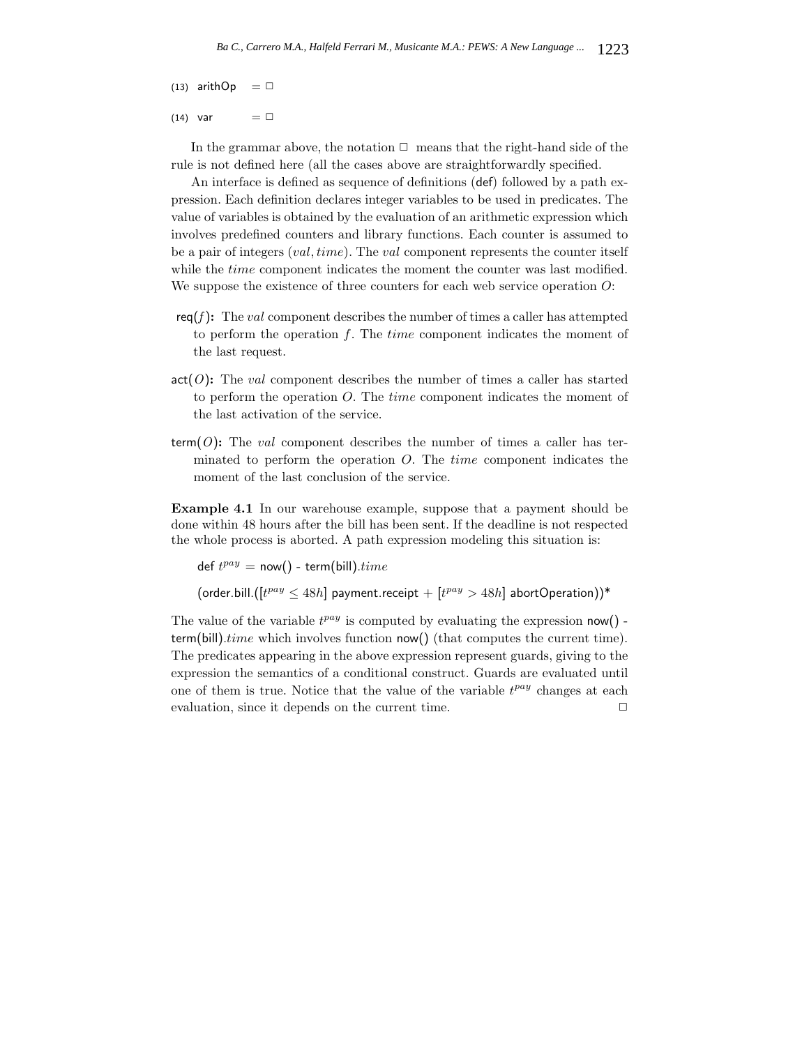(13) arithOp $= \Box$

(14) var $= \Box$

In the grammar above, the notation $\Box$ means that the right-hand side of the rule is not defined here (all the cases above are straightforwardly specified.

An interface is defined as sequence of definitions (def) followed by a path expression. Each definition declares integer variables to be used in predicates. The value of variables is obtained by the evaluation of an arithmetic expression which involves predefined counters and library functions. Each counter is assumed to be a pair of integers $(val, time)$. The $val$ component represents the counter itself while the $time$ component indicates the moment the counter was last modified. We suppose the existence of three counters for each web service operation $O$:

**req($f$):** The $val$ component describes the number of times a caller has attempted to perform the operation $f$. The $time$ component indicates the moment of the last request.

**act($O$):** The $val$ component describes the number of times a caller has started to perform the operation $O$. The $time$ component indicates the moment of the last activation of the service.

**term($O$):** The $val$ component describes the number of times a caller has terminated to perform the operation $O$. The $time$ component indicates the moment of the last conclusion of the service.

**Example 4.1** In our warehouse example, suppose that a payment should be done within 48 hours after the bill has been sent. If the deadline is not respected the whole process is aborted. A path expression modeling this situation is:

def $t^{pay}$ = now() - term(bill).$time$

(order.bill.([$t^{pay} \leq 48h$] payment.receipt + [$t^{pay} > 48h$] abortOperation))*

The value of the variable $t^{pay}$ is computed by evaluating the expression now() - term(bill).$time$ which involves function now() (that computes the current time). The predicates appearing in the above expression represent guards, giving to the expression the semantics of a conditional construct. Guards are evaluated until one of them is true. Notice that the value of the variable $t^{pay}$ changes at each evaluation, since it depends on the current time. $\Box$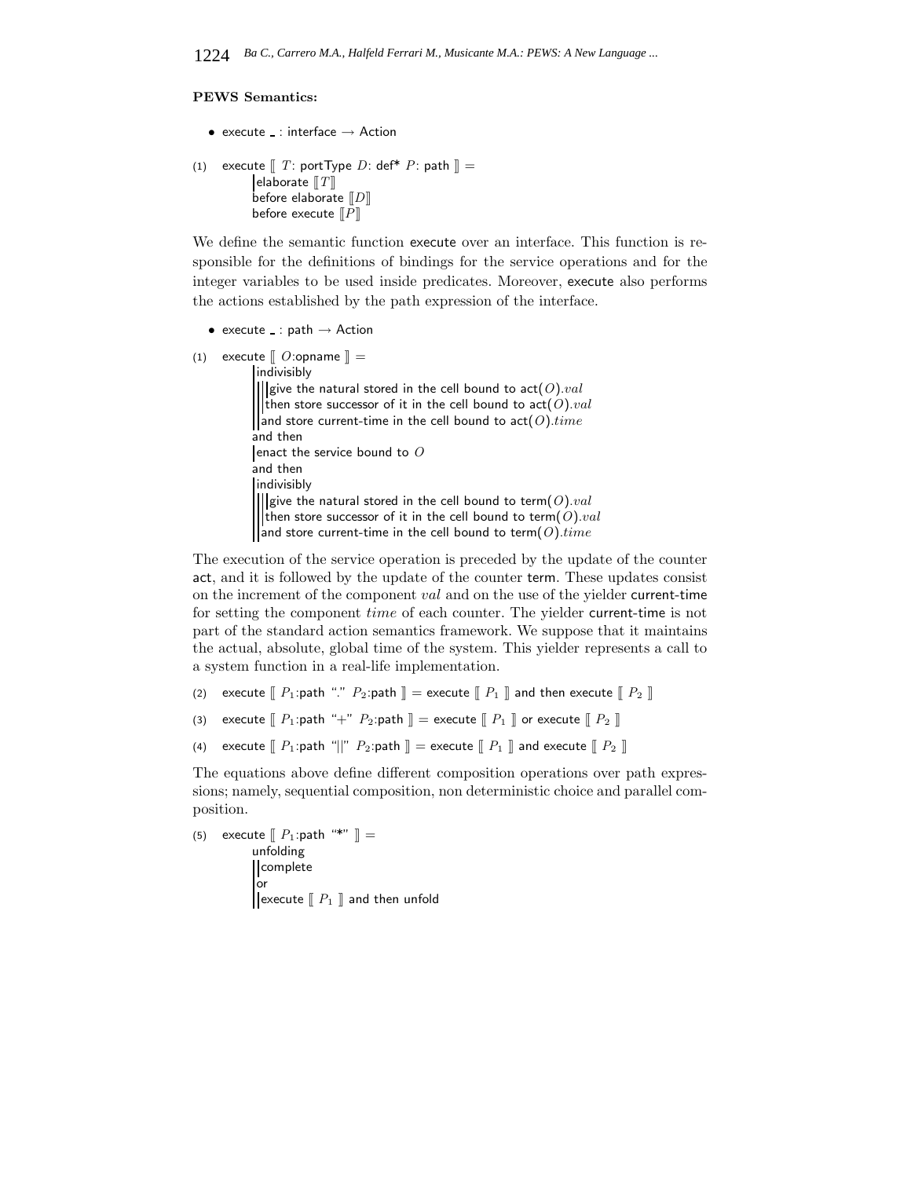**PEWS Semantics:**

- execute _ : interface → Action

```
(1)  execute ⟦ T: portType D: def* P: path ⟧ =
       | elaborate ⟦T⟧
       before elaborate ⟦D⟧
       before execute ⟦P⟧
```

We define the semantic function execute over an interface. This function is responsible for the definitions of bindings for the service operations and for the integer variables to be used inside predicates. Moreover, execute also performs the actions established by the path expression of the interface.

- execute _ : path → Action

```
(1)  execute ⟦ O:opname ⟧ =
       | indivisibly
       | | | give the natural stored in the cell bound to act(O).val
       | | | then store successor of it in the cell bound to act(O).val
       | | and store current-time in the cell bound to act(O).time
       and then
       | enact the service bound to O
       and then
       | indivisibly
       | | | give the natural stored in the cell bound to term(O).val
       | | | then store successor of it in the cell bound to term(O).val
       | | and store current-time in the cell bound to term(O).time
```

The execution of the service operation is preceded by the update of the counter act, and it is followed by the update of the counter term. These updates consist on the increment of the component *val* and on the use of the yielder current-time for setting the component *time* of each counter. The yielder current-time is not part of the standard action semantics framework. We suppose that it maintains the actual, absolute, global time of the system. This yielder represents a call to a system function in a real-life implementation.

```
(2)  execute ⟦ P1:path "." P2:path ⟧ = execute ⟦ P1 ⟧ and then execute ⟦ P2 ⟧
(3)  execute ⟦ P1:path "+" P2:path ⟧ = execute ⟦ P1 ⟧ or execute ⟦ P2 ⟧
(4)  execute ⟦ P1:path "||" P2:path ⟧ = execute ⟦ P1 ⟧ and execute ⟦ P2 ⟧
```

The equations above define different composition operations over path expressions; namely, sequential composition, non deterministic choice and parallel composition.

```
(5)  execute ⟦ P1:path "*" ⟧ =
       unfolding
       | | complete
       | or
       | | execute ⟦ P1 ⟧ and then unfold
```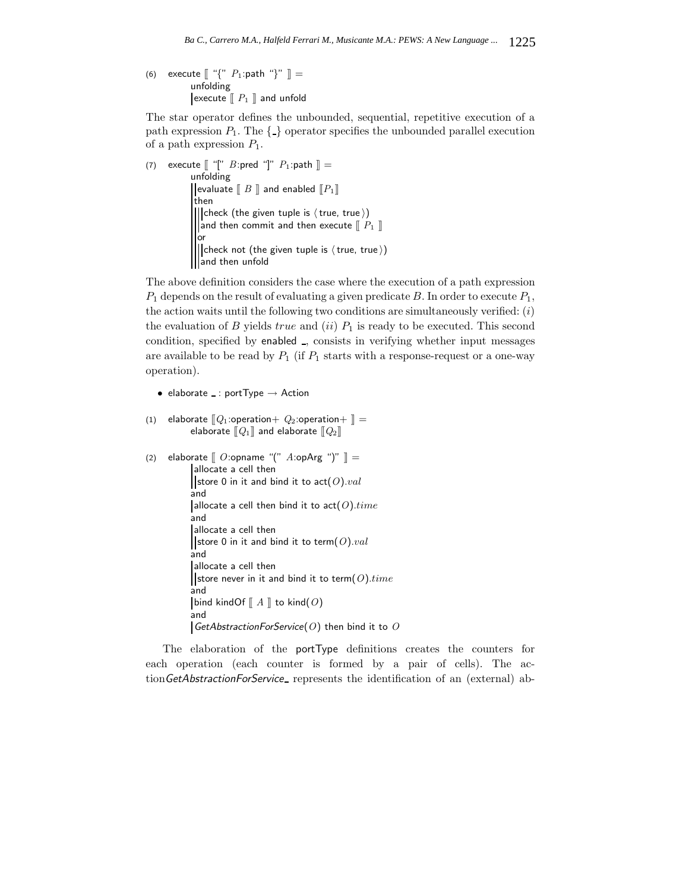(6) execute ⟦ "{" $P_1$:path "}" ⟧ =

```
unfolding
| execute ⟦ P1 ⟧ and unfold
```

The star operator defines the unbounded, sequential, repetitive execution of a path expression $P_1$. The {_} operator specifies the unbounded parallel execution of a path expression $P_1$.

(7) execute ⟦ "[" $B$:pred "]" $P_1$:path ⟧ =

```
unfolding
| | evaluate ⟦ B ⟧ and enabled ⟦P1⟧
| then
| | | check (the given tuple is ⟨true, true⟩)
| | | and then commit and then execute ⟦ P1 ⟧
| | or
| | | check not (the given tuple is ⟨true, true⟩)
| | | and then unfold
```

The above definition considers the case where the execution of a path expression $P_1$ depends on the result of evaluating a given predicate $B$. In order to execute $P_1$, the action waits until the following two conditions are simultaneously verified: ($i$) the evaluation of $B$ yields $true$ and ($ii$) $P_1$ is ready to be executed. This second condition, specified by enabled _, consists in verifying whether input messages are available to be read by $P_1$ (if $P_1$ starts with a response-request or a one-way operation).

- elaborate _ : portType → Action

(1) elaborate ⟦$Q_1$:operation+ $Q_2$:operation+ ⟧ =

```
elaborate ⟦Q1⟧ and elaborate ⟦Q2⟧
```

(2) elaborate ⟦ $O$:opname "(" $A$:opArg ")" ⟧ =

```
| allocate a cell then
| | store 0 in it and bind it to act(O).val
and
| allocate a cell then bind it to act(O).time
and
| allocate a cell then
| | store 0 in it and bind it to term(O).val
and
| allocate a cell then
| | store never in it and bind it to term(O).time
and
| bind kindOf ⟦ A ⟧ to kind(O)
and
| GetAbstractionForService(O) then bind it to O
```

The elaboration of the portType definitions creates the counters for each operation (each counter is formed by a pair of cells). The action*GetAbstractionForService* _ represents the identification of an (external) ab-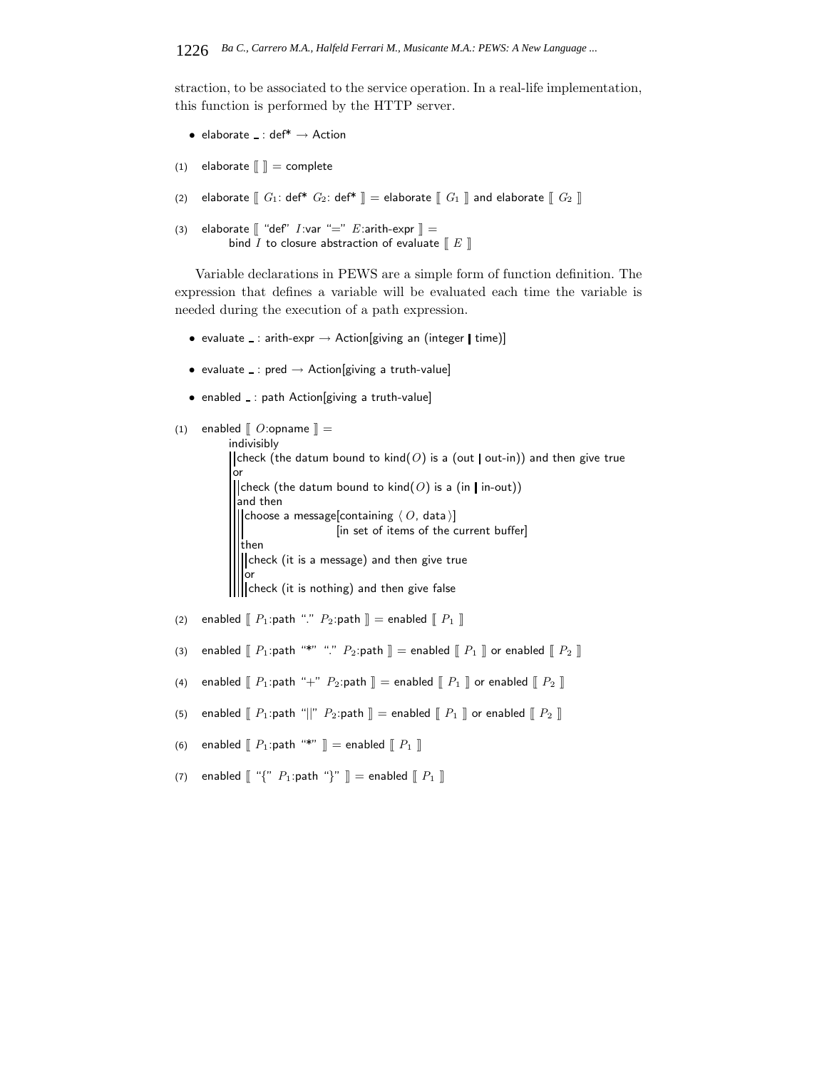straction, to be associated to the service operation. In a real-life implementation, this function is performed by the HTTP server.

- elaborate _ : def* → Action

(1) elaborate ⟦ ⟧ = complete

(2) elaborate ⟦ $G_1$: def* $G_2$: def* ⟧ = elaborate ⟦ $G_1$ ⟧ and elaborate ⟦ $G_2$ ⟧

(3) elaborate ⟦ "def" $I$:var "=" $E$:arith-expr ⟧ =
    bind $I$ to closure abstraction of evaluate ⟦ $E$ ⟧

Variable declarations in PEWS are a simple form of function definition. The expression that defines a variable will be evaluated each time the variable is needed during the execution of a path expression.

- evaluate _ : arith-expr → Action[giving an (integer | time)]
- evaluate _ : pred → Action[giving a truth-value]
- enabled _ : path Action[giving a truth-value]

(1) enabled ⟦ $O$:opname ⟧ =

```
indivisibly
| check (the datum bound to kind(O) is a (out | out-in)) and then give true
| or
| | check (the datum bound to kind(O) is a (in | in-out))
| | and then
| | | choose a message[containing ⟨ O, data ⟩]
| | |                 [in set of items of the current buffer]
| | then
| | | check (it is a message) and then give true
| | | or
| | | check (it is nothing) and then give false
```

(2) enabled ⟦ $P_1$:path "." $P_2$:path ⟧ = enabled ⟦ $P_1$ ⟧

(3) enabled ⟦ $P_1$:path "*" "." $P_2$:path ⟧ = enabled ⟦ $P_1$ ⟧ or enabled ⟦ $P_2$ ⟧

(4) enabled ⟦ $P_1$:path "+" $P_2$:path ⟧ = enabled ⟦ $P_1$ ⟧ or enabled ⟦ $P_2$ ⟧

(5) enabled ⟦ $P_1$:path "||" $P_2$:path ⟧ = enabled ⟦ $P_1$ ⟧ or enabled ⟦ $P_2$ ⟧

(6) enabled ⟦ $P_1$:path "*" ⟧ = enabled ⟦ $P_1$ ⟧

(7) enabled ⟦ "{" $P_1$:path "}" ⟧ = enabled ⟦ $P_1$ ⟧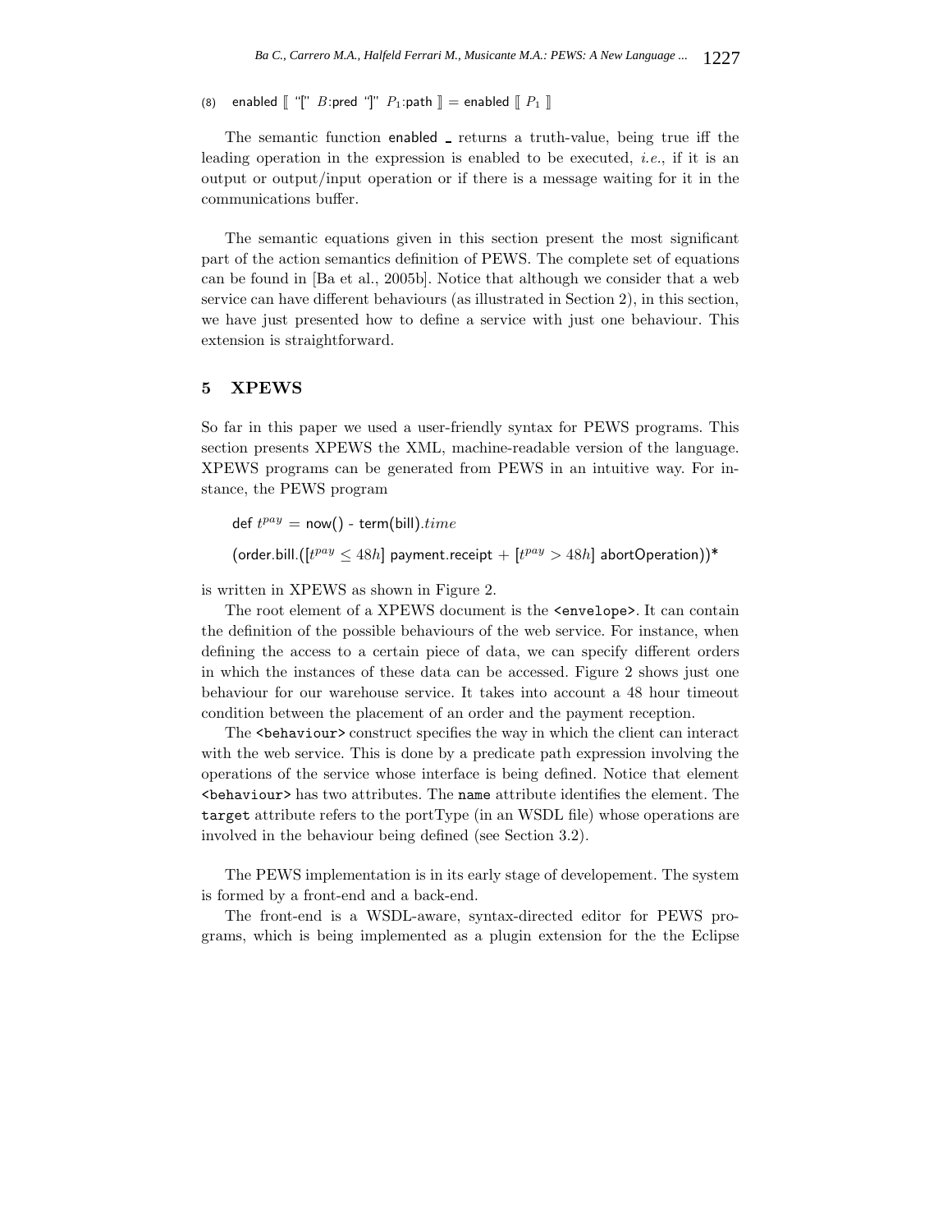(8) enabled ⟦ "[" $B$:pred "]" $P_1$:path ⟧ = enabled ⟦ $P_1$ ⟧

The semantic function enabled _ returns a truth-value, being true iff the leading operation in the expression is enabled to be executed, *i.e.*, if it is an output or output/input operation or if there is a message waiting for it in the communications buffer.

The semantic equations given in this section present the most significant part of the action semantics definition of PEWS. The complete set of equations can be found in [Ba et al., 2005b]. Notice that although we consider that a web service can have different behaviours (as illustrated in Section 2), in this section, we have just presented how to define a service with just one behaviour. This extension is straightforward.

## 5 XPEWS

So far in this paper we used a user-friendly syntax for PEWS programs. This section presents XPEWS the XML, machine-readable version of the language. XPEWS programs can be generated from PEWS in an intuitive way. For instance, the PEWS program

def $t^{pay}$ = now() - term(bill).$time$

(order.bill.([$t^{pay} \leq 48h$] payment.receipt + [$t^{pay} > 48h$] abortOperation))*

is written in XPEWS as shown in Figure 2.

The root element of a XPEWS document is the `<envelope>`. It can contain the definition of the possible behaviours of the web service. For instance, when defining the access to a certain piece of data, we can specify different orders in which the instances of these data can be accessed. Figure 2 shows just one behaviour for our warehouse service. It takes into account a 48 hour timeout condition between the placement of an order and the payment reception.

The `<behaviour>` construct specifies the way in which the client can interact with the web service. This is done by a predicate path expression involving the operations of the service whose interface is being defined. Notice that element `<behaviour>` has two attributes. The `name` attribute identifies the element. The `target` attribute refers to the portType (in an WSDL file) whose operations are involved in the behaviour being defined (see Section 3.2).

The PEWS implementation is in its early stage of developement. The system is formed by a front-end and a back-end.

The front-end is a WSDL-aware, syntax-directed editor for PEWS programs, which is being implemented as a plugin extension for the the Eclipse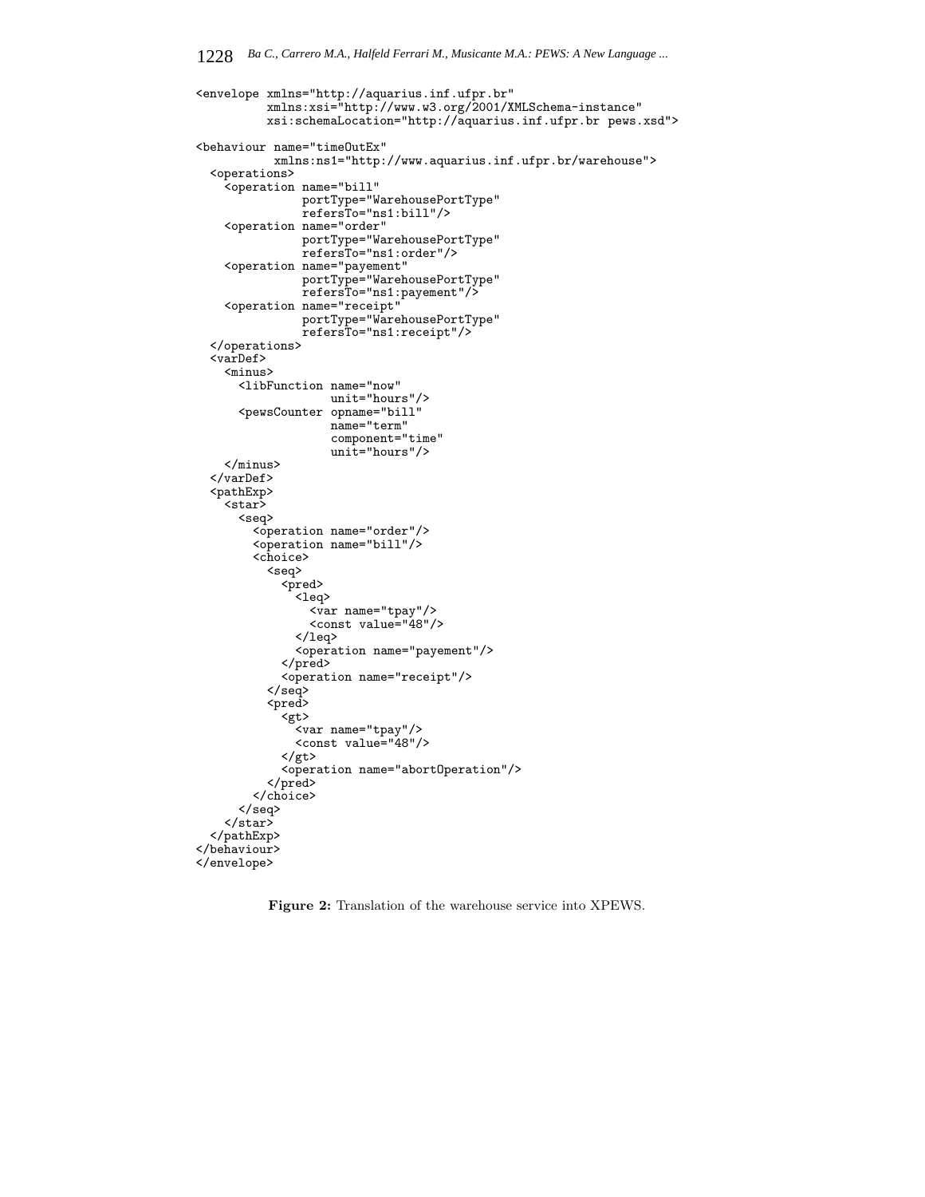```xml
<envelope xmlns="http://aquarius.inf.ufpr.br"
          xmlns:xsi="http://www.w3.org/2001/XMLSchema-instance"
          xsi:schemaLocation="http://aquarius.inf.ufpr.br pews.xsd">

<behaviour name="timeOutEx"
           xmlns:ns1="http://www.aquarius.inf.ufpr.br/warehouse">
  <operations>
    <operation name="bill"
               portType="WarehousePortType"
               refersTo="ns1:bill"/>
    <operation name="order"
               portType="WarehousePortType"
               refersTo="ns1:order"/>
    <operation name="payement"
               portType="WarehousePortType"
               refersTo="ns1:payement"/>
    <operation name="receipt"
               portType="WarehousePortType"
               refersTo="ns1:receipt"/>
  </operations>
  <varDef>
    <minus>
      <libFunction name="now"
                   unit="hours"/>
      <pewsCounter opname="bill"
                   name="term"
                   component="time"
                   unit="hours"/>
    </minus>
  </varDef>
  <pathExp>
    <star>
      <seq>
        <operation name="order"/>
        <operation name="bill"/>
        <choice>
          <seq>
            <pred>
              <leq>
                <var name="tpay"/>
                <const value="48"/>
              </leq>
              <operation name="payement"/>
            </pred>
            <operation name="receipt"/>
          </seq>
          <pred>
            <gt>
              <var name="tpay"/>
              <const value="48"/>
            </gt>
            <operation name="abortOperation"/>
          </pred>
        </choice>
      </seq>
    </star>
  </pathExp>
</behaviour>
</envelope>
```

**Figure 2:** Translation of the warehouse service into XPEWS.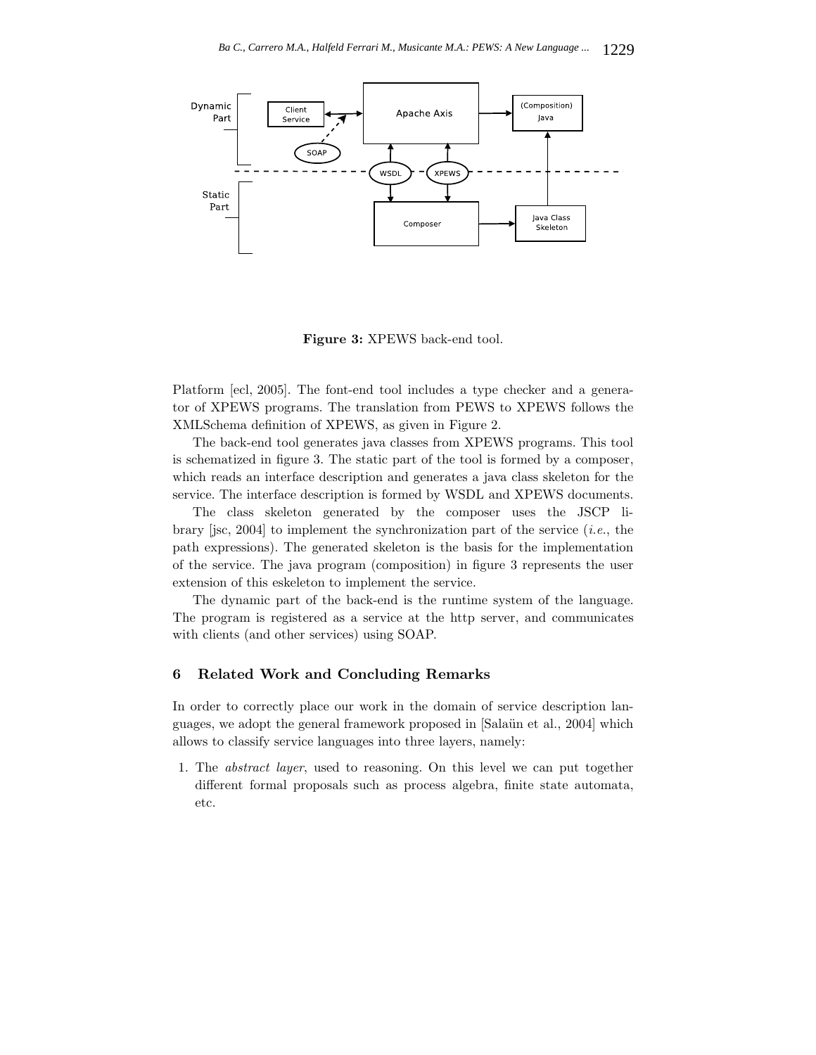Figure 3: XPEWS back-end tool.

Platform [ecl, 2005]. The font-end tool includes a type checker and a generator of XPEWS programs. The translation from PEWS to XPEWS follows the XMLSchema definition of XPEWS, as given in Figure 2.

The back-end tool generates java classes from XPEWS programs. This tool is schematized in figure 3. The static part of the tool is formed by a composer, which reads an interface description and generates a java class skeleton for the service. The interface description is formed by WSDL and XPEWS documents.

The class skeleton generated by the composer uses the JSCP library [jsc, 2004] to implement the synchronization part of the service (*i.e.*, the path expressions). The generated skeleton is the basis for the implementation of the service. The java program (composition) in figure 3 represents the user extension of this eskeleton to implement the service.

The dynamic part of the back-end is the runtime system of the language. The program is registered as a service at the http server, and communicates with clients (and other services) using SOAP.

## 6 Related Work and Concluding Remarks

In order to correctly place our work in the domain of service description languages, we adopt the general framework proposed in [Salaün et al., 2004] which allows to classify service languages into three layers, namely:

1. The *abstract layer*, used to reasoning. On this level we can put together different formal proposals such as process algebra, finite state automata, etc.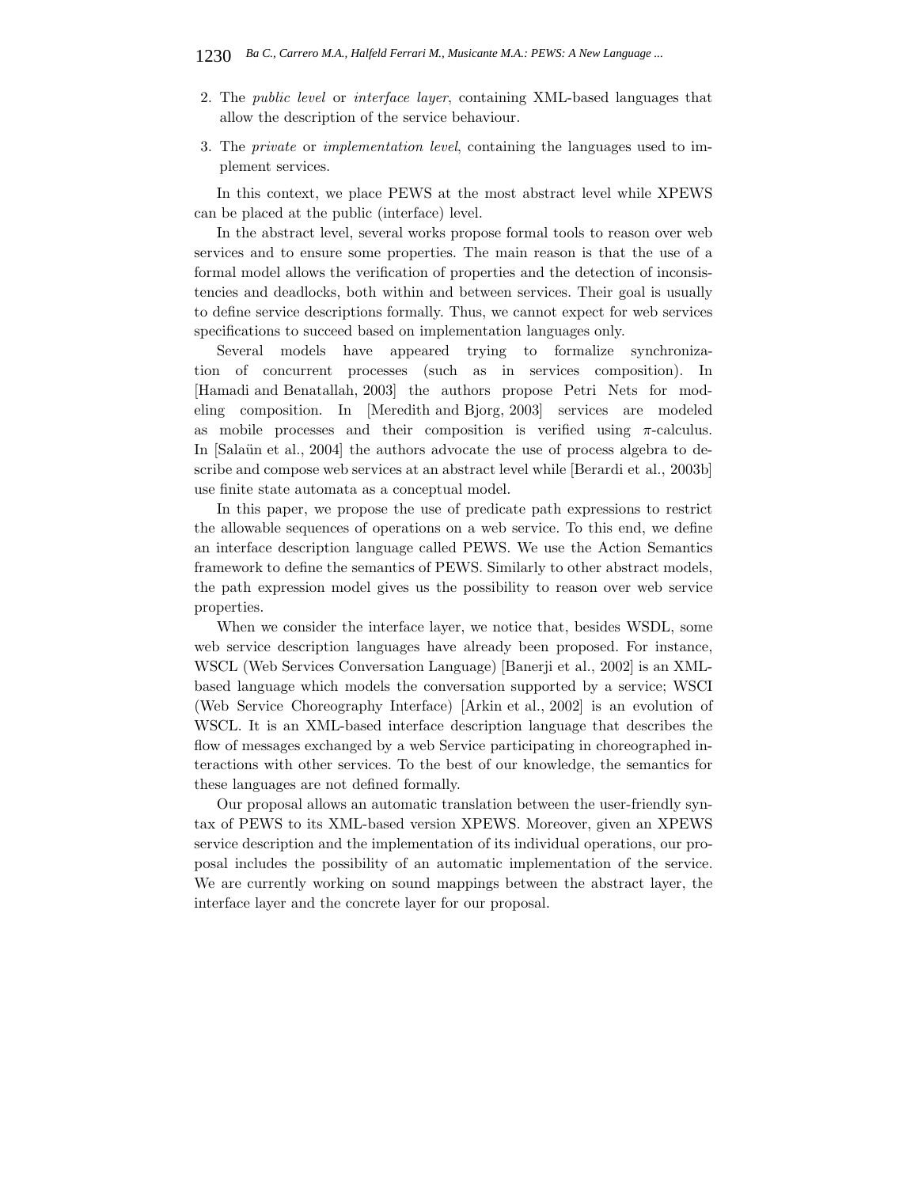2. The *public level* or *interface layer*, containing XML-based languages that allow the description of the service behaviour.
3. The *private* or *implementation level*, containing the languages used to implement services.

In this context, we place PEWS at the most abstract level while XPEWS can be placed at the public (interface) level.

In the abstract level, several works propose formal tools to reason over web services and to ensure some properties. The main reason is that the use of a formal model allows the verification of properties and the detection of inconsistencies and deadlocks, both within and between services. Their goal is usually to define service descriptions formally. Thus, we cannot expect for web services specifications to succeed based on implementation languages only.

Several models have appeared trying to formalize synchronization of concurrent processes (such as in services composition). In [Hamadi and Benatallah, 2003] the authors propose Petri Nets for modeling composition. In [Meredith and Bjorg, 2003] services are modeled as mobile processes and their composition is verified using $\pi$-calculus. In [Salaün et al., 2004] the authors advocate the use of process algebra to describe and compose web services at an abstract level while [Berardi et al., 2003b] use finite state automata as a conceptual model.

In this paper, we propose the use of predicate path expressions to restrict the allowable sequences of operations on a web service. To this end, we define an interface description language called PEWS. We use the Action Semantics framework to define the semantics of PEWS. Similarly to other abstract models, the path expression model gives us the possibility to reason over web service properties.

When we consider the interface layer, we notice that, besides WSDL, some web service description languages have already been proposed. For instance, WSCL (Web Services Conversation Language) [Banerji et al., 2002] is an XML-based language which models the conversation supported by a service; WSCI (Web Service Choreography Interface) [Arkin et al., 2002] is an evolution of WSCL. It is an XML-based interface description language that describes the flow of messages exchanged by a web Service participating in choreographed interactions with other services. To the best of our knowledge, the semantics for these languages are not defined formally.

Our proposal allows an automatic translation between the user-friendly syntax of PEWS to its XML-based version XPEWS. Moreover, given an XPEWS service description and the implementation of its individual operations, our proposal includes the possibility of an automatic implementation of the service. We are currently working on sound mappings between the abstract layer, the interface layer and the concrete layer for our proposal.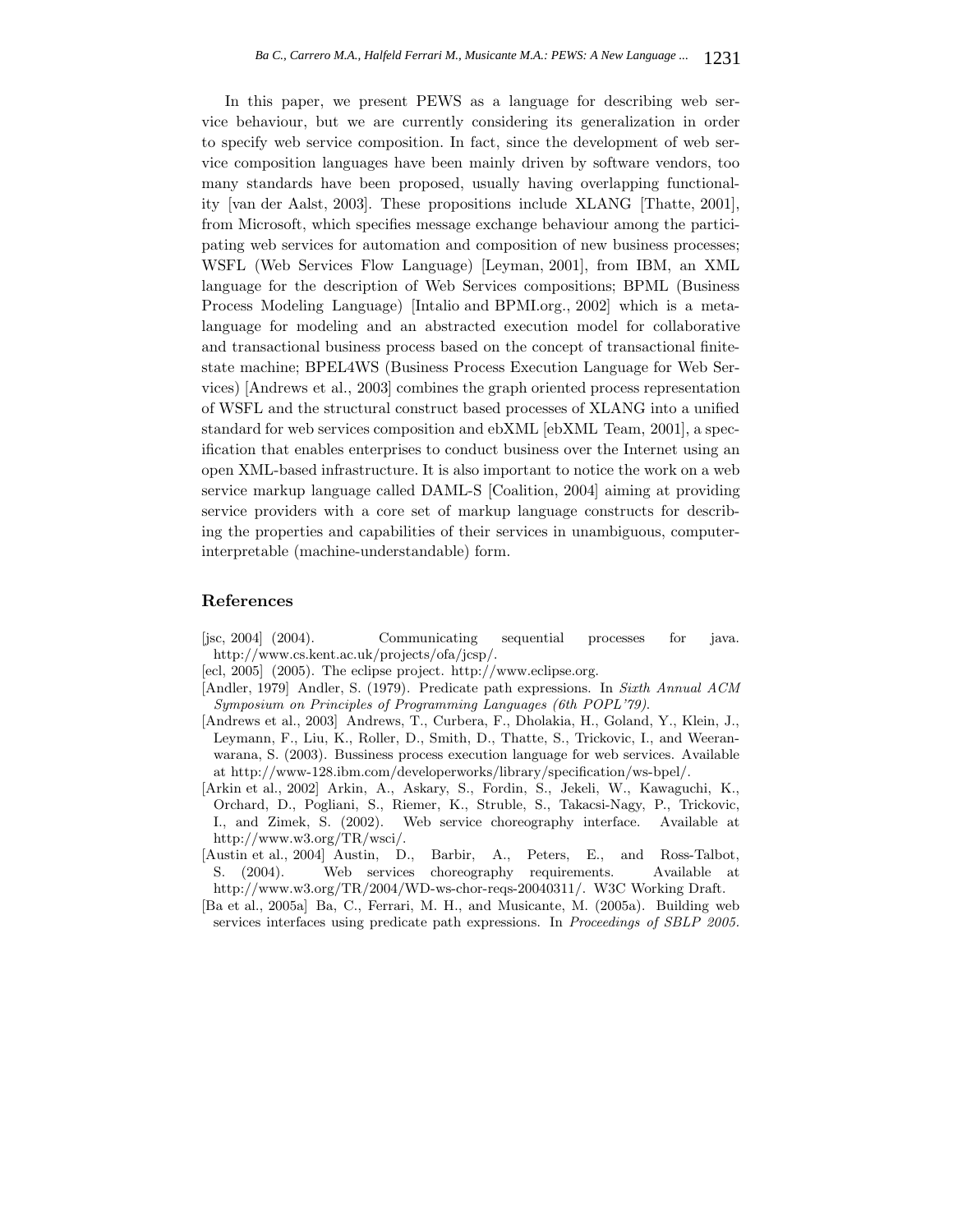In this paper, we present PEWS as a language for describing web service behaviour, but we are currently considering its generalization in order to specify web service composition. In fact, since the development of web service composition languages have been mainly driven by software vendors, too many standards have been proposed, usually having overlapping functionality [van der Aalst, 2003]. These propositions include XLANG [Thatte, 2001], from Microsoft, which specifies message exchange behaviour among the participating web services for automation and composition of new business processes; WSFL (Web Services Flow Language) [Leyman, 2001], from IBM, an XML language for the description of Web Services compositions; BPML (Business Process Modeling Language) [Intalio and BPMI.org., 2002] which is a meta-language for modeling and an abstracted execution model for collaborative and transactional business process based on the concept of transactional finite-state machine; BPEL4WS (Business Process Execution Language for Web Services) [Andrews et al., 2003] combines the graph oriented process representation of WSFL and the structural construct based processes of XLANG into a unified standard for web services composition and ebXML [ebXML Team, 2001], a specification that enables enterprises to conduct business over the Internet using an open XML-based infrastructure. It is also important to notice the work on a web service markup language called DAML-S [Coalition, 2004] aiming at providing service providers with a core set of markup language constructs for describing the properties and capabilities of their services in unambiguous, computer-interpretable (machine-understandable) form.

## References

[jsc, 2004] (2004). Communicating sequential processes for java. http://www.cs.kent.ac.uk/projects/ofa/jcsp/.

[ecl, 2005] (2005). The eclipse project. http://www.eclipse.org.

[Andler, 1979] Andler, S. (1979). Predicate path expressions. In *Sixth Annual ACM Symposium on Principles of Programming Languages (6th POPL'79)*.

[Andrews et al., 2003] Andrews, T., Curbera, F., Dholakia, H., Goland, Y., Klein, J., Leymann, F., Liu, K., Roller, D., Smith, D., Thatte, S., Trickovic, I., and Weeranwarana, S. (2003). Bussiness process execution language for web services. Available at http://www-128.ibm.com/developerworks/library/specification/ws-bpel/.

[Arkin et al., 2002] Arkin, A., Askary, S., Fordin, S., Jekeli, W., Kawaguchi, K., Orchard, D., Pogliani, S., Riemer, K., Struble, S., Takacsi-Nagy, P., Trickovic, I., and Zimek, S. (2002). Web service choreography interface. Available at http://www.w3.org/TR/wsci/.

[Austin et al., 2004] Austin, D., Barbir, A., Peters, E., and Ross-Talbot, S. (2004). Web services choreography requirements. Available at http://www.w3.org/TR/2004/WD-ws-chor-reqs-20040311/. W3C Working Draft.

[Ba et al., 2005a] Ba, C., Ferrari, M. H., and Musicante, M. (2005a). Building web services interfaces using predicate path expressions. In *Proceedings of SBLP 2005*.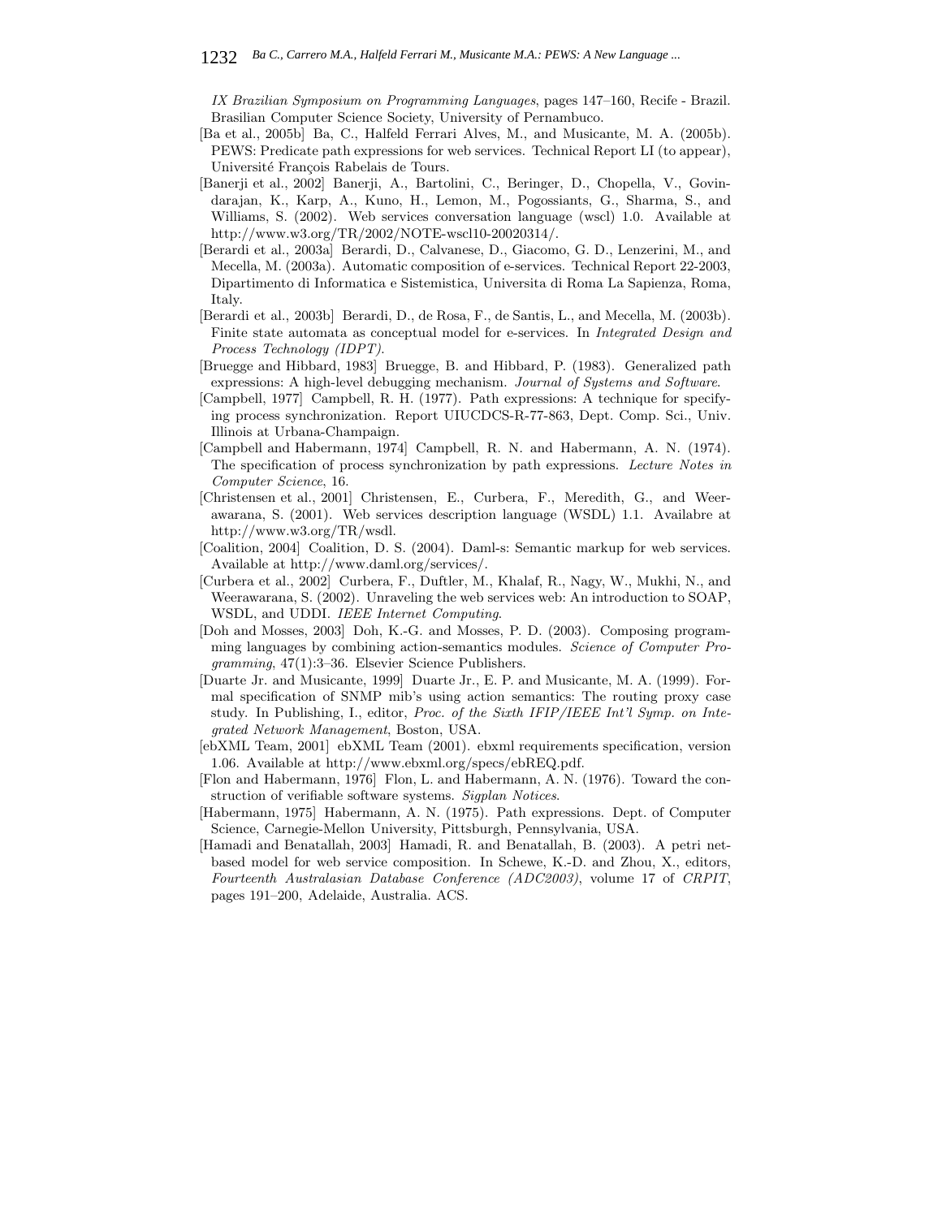*IX Brazilian Symposium on Programming Languages*, pages 147–160, Recife - Brazil. Brasilian Computer Science Society, University of Pernambuco.

[Ba et al., 2005b] Ba, C., Halfeld Ferrari Alves, M., and Musicante, M. A. (2005b). PEWS: Predicate path expressions for web services. Technical Report LI (to appear), Université François Rabelais de Tours.

[Banerji et al., 2002] Banerji, A., Bartolini, C., Beringer, D., Chopella, V., Govindarajan, K., Karp, A., Kuno, H., Lemon, M., Pogossiants, G., Sharma, S., and Williams, S. (2002). Web services conversation language (wscl) 1.0. Available at http://www.w3.org/TR/2002/NOTE-wscl10-20020314/.

[Berardi et al., 2003a] Berardi, D., Calvanese, D., Giacomo, G. D., Lenzerini, M., and Mecella, M. (2003a). Automatic composition of e-services. Technical Report 22-2003, Dipartimento di Informatica e Sistemistica, Universita di Roma La Sapienza, Roma, Italy.

[Berardi et al., 2003b] Berardi, D., de Rosa, F., de Santis, L., and Mecella, M. (2003b). Finite state automata as conceptual model for e-services. In *Integrated Design and Process Technology (IDPT)*.

[Bruegge and Hibbard, 1983] Bruegge, B. and Hibbard, P. (1983). Generalized path expressions: A high-level debugging mechanism. *Journal of Systems and Software*.

[Campbell, 1977] Campbell, R. H. (1977). Path expressions: A technique for specifying process synchronization. Report UIUCDCS-R-77-863, Dept. Comp. Sci., Univ. Illinois at Urbana-Champaign.

[Campbell and Habermann, 1974] Campbell, R. N. and Habermann, A. N. (1974). The specification of process synchronization by path expressions. *Lecture Notes in Computer Science*, 16.

[Christensen et al., 2001] Christensen, E., Curbera, F., Meredith, G., and Weerawarana, S. (2001). Web services description language (WSDL) 1.1. Availabre at http://www.w3.org/TR/wsdl.

[Coalition, 2004] Coalition, D. S. (2004). Daml-s: Semantic markup for web services. Available at http://www.daml.org/services/.

[Curbera et al., 2002] Curbera, F., Duftler, M., Khalaf, R., Nagy, W., Mukhi, N., and Weerawarana, S. (2002). Unraveling the web services web: An introduction to SOAP, WSDL, and UDDI. *IEEE Internet Computing*.

[Doh and Mosses, 2003] Doh, K.-G. and Mosses, P. D. (2003). Composing programming languages by combining action-semantics modules. *Science of Computer Programming*, 47(1):3–36. Elsevier Science Publishers.

[Duarte Jr. and Musicante, 1999] Duarte Jr., E. P. and Musicante, M. A. (1999). Formal specification of SNMP mib's using action semantics: The routing proxy case study. In Publishing, I., editor, *Proc. of the Sixth IFIP/IEEE Int'l Symp. on Integrated Network Management*, Boston, USA.

[ebXML Team, 2001] ebXML Team (2001). ebxml requirements specification, version 1.06. Available at http://www.ebxml.org/specs/ebREQ.pdf.

[Flon and Habermann, 1976] Flon, L. and Habermann, A. N. (1976). Toward the construction of verifiable software systems. *Sigplan Notices*.

[Habermann, 1975] Habermann, A. N. (1975). Path expressions. Dept. of Computer Science, Carnegie-Mellon University, Pittsburgh, Pennsylvania, USA.

[Hamadi and Benatallah, 2003] Hamadi, R. and Benatallah, B. (2003). A petri net-based model for web service composition. In Schewe, K.-D. and Zhou, X., editors, *Fourteenth Australasian Database Conference (ADC2003)*, volume 17 of *CRPIT*, pages 191–200, Adelaide, Australia. ACS.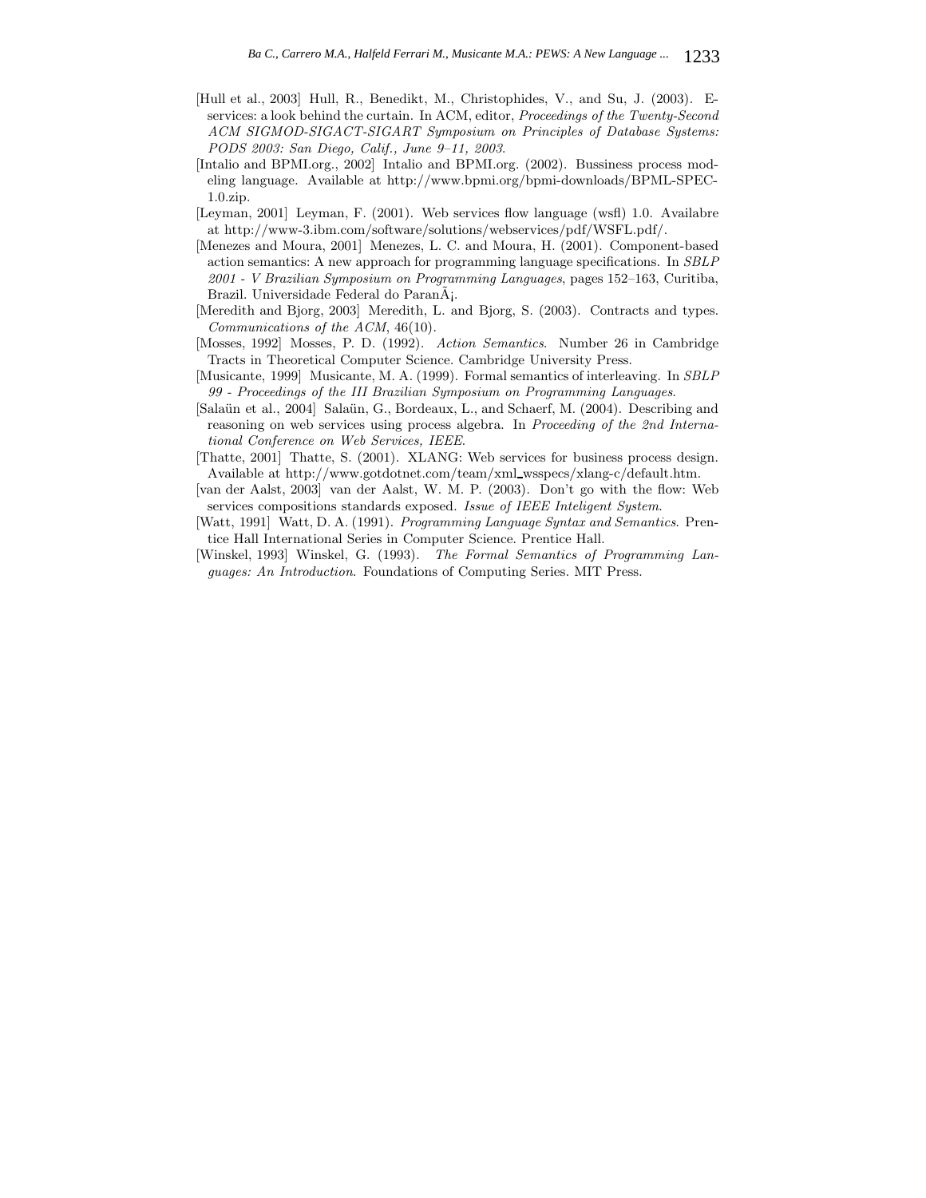[Hull et al., 2003] Hull, R., Benedikt, M., Christophides, V., and Su, J. (2003). E-services: a look behind the curtain. In ACM, editor, *Proceedings of the Twenty-Second ACM SIGMOD-SIGACT-SIGART Symposium on Principles of Database Systems: PODS 2003: San Diego, Calif., June 9–11, 2003*.

[Intalio and BPMI.org., 2002] Intalio and BPMI.org. (2002). Bussiness process modeling language. Available at http://www.bpmi.org/bpmi-downloads/BPML-SPEC-1.0.zip.

[Leyman, 2001] Leyman, F. (2001). Web services flow language (wsfl) 1.0. Availabre at http://www-3.ibm.com/software/solutions/webservices/pdf/WSFL.pdf/.

[Menezes and Moura, 2001] Menezes, L. C. and Moura, H. (2001). Component-based action semantics: A new approach for programming language specifications. In *SBLP 2001 - V Brazilian Symposium on Programming Languages*, pages 152–163, Curitiba, Brazil. Universidade Federal do ParanÃ¡.

[Meredith and Bjorg, 2003] Meredith, L. and Bjorg, S. (2003). Contracts and types. *Communications of the ACM*, 46(10).

[Mosses, 1992] Mosses, P. D. (1992). *Action Semantics*. Number 26 in Cambridge Tracts in Theoretical Computer Science. Cambridge University Press.

[Musicante, 1999] Musicante, M. A. (1999). Formal semantics of interleaving. In *SBLP 99 - Proceedings of the III Brazilian Symposium on Programming Languages*.

[Salaün et al., 2004] Salaün, G., Bordeaux, L., and Schaerf, M. (2004). Describing and reasoning on web services using process algebra. In *Proceeding of the 2nd International Conference on Web Services, IEEE*.

[Thatte, 2001] Thatte, S. (2001). XLANG: Web services for business process design. Available at http://www.gotdotnet.com/team/xml_wsspecs/xlang-c/default.htm.

[van der Aalst, 2003] van der Aalst, W. M. P. (2003). Don't go with the flow: Web services compositions standards exposed. *Issue of IEEE Inteligent System*.

[Watt, 1991] Watt, D. A. (1991). *Programming Language Syntax and Semantics*. Prentice Hall International Series in Computer Science. Prentice Hall.

[Winskel, 1993] Winskel, G. (1993). *The Formal Semantics of Programming Languages: An Introduction*. Foundations of Computing Series. MIT Press.